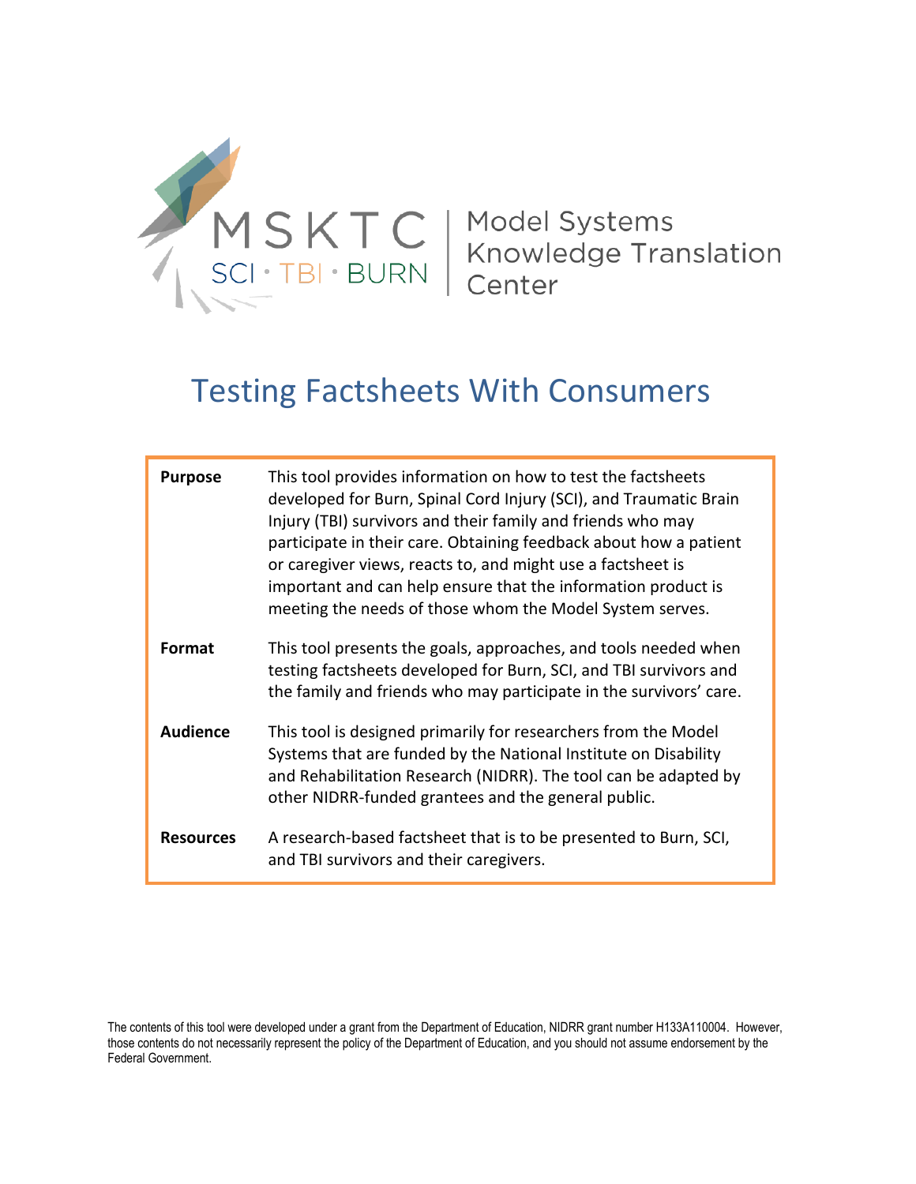MSKTC
SCI · TBI · BURN

Model Systems Knowledge Translation Center

# Testing Factsheets With Consumers

| | |
|---|---|
| **Purpose** | This tool provides information on how to test the factsheets developed for Burn, Spinal Cord Injury (SCI), and Traumatic Brain Injury (TBI) survivors and their family and friends who may participate in their care. Obtaining feedback about how a patient or caregiver views, reacts to, and might use a factsheet is important and can help ensure that the information product is meeting the needs of those whom the Model System serves. |
| **Format** | This tool presents the goals, approaches, and tools needed when testing factsheets developed for Burn, SCI, and TBI survivors and the family and friends who may participate in the survivors' care. |
| **Audience** | This tool is designed primarily for researchers from the Model Systems that are funded by the National Institute on Disability and Rehabilitation Research (NIDRR). The tool can be adapted by other NIDRR-funded grantees and the general public. |
| **Resources** | A research-based factsheet that is to be presented to Burn, SCI, and TBI survivors and their caregivers. |

The contents of this tool were developed under a grant from the Department of Education, NIDRR grant number H133A110004. However, those contents do not necessarily represent the policy of the Department of Education, and you should not assume endorsement by the Federal Government.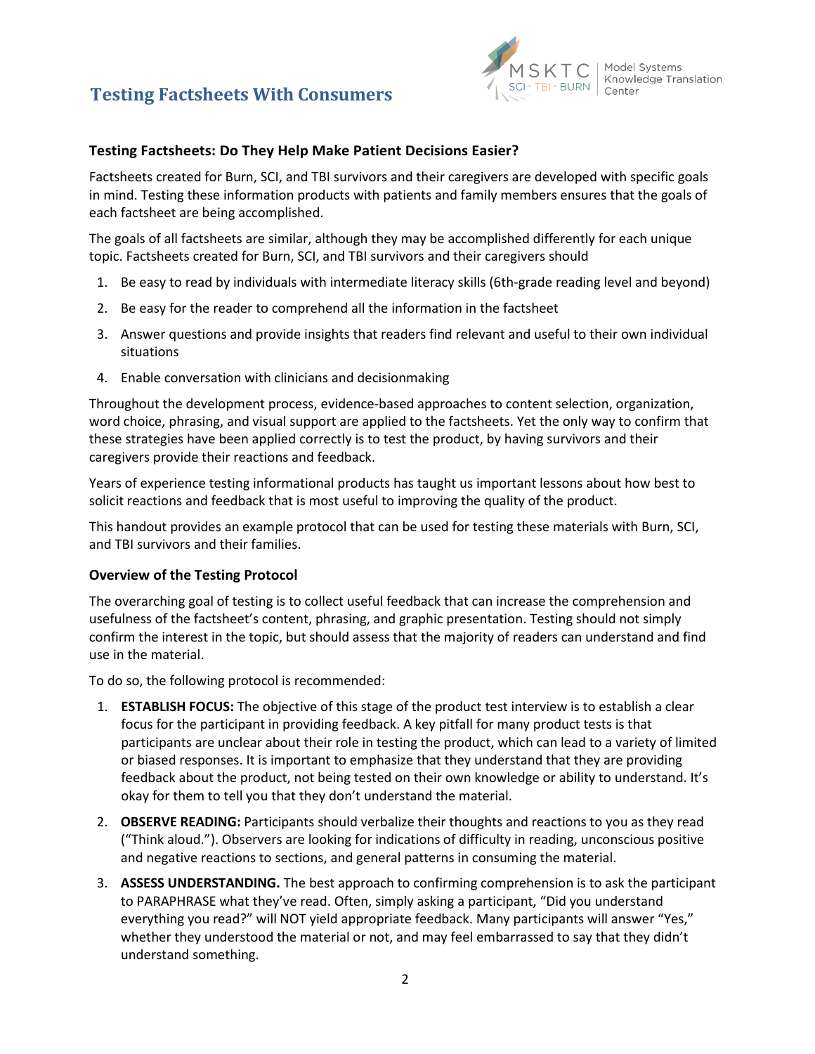# Testing Factsheets With Consumers

### Testing Factsheets: Do They Help Make Patient Decisions Easier?

Factsheets created for Burn, SCI, and TBI survivors and their caregivers are developed with specific goals in mind. Testing these information products with patients and family members ensures that the goals of each factsheet are being accomplished.

The goals of all factsheets are similar, although they may be accomplished differently for each unique topic. Factsheets created for Burn, SCI, and TBI survivors and their caregivers should

1. Be easy to read by individuals with intermediate literacy skills (6th-grade reading level and beyond)
2. Be easy for the reader to comprehend all the information in the factsheet
3. Answer questions and provide insights that readers find relevant and useful to their own individual situations
4. Enable conversation with clinicians and decisionmaking

Throughout the development process, evidence-based approaches to content selection, organization, word choice, phrasing, and visual support are applied to the factsheets. Yet the only way to confirm that these strategies have been applied correctly is to test the product, by having survivors and their caregivers provide their reactions and feedback.

Years of experience testing informational products has taught us important lessons about how best to solicit reactions and feedback that is most useful to improving the quality of the product.

This handout provides an example protocol that can be used for testing these materials with Burn, SCI, and TBI survivors and their families.

### Overview of the Testing Protocol

The overarching goal of testing is to collect useful feedback that can increase the comprehension and usefulness of the factsheet's content, phrasing, and graphic presentation. Testing should not simply confirm the interest in the topic, but should assess that the majority of readers can understand and find use in the material.

To do so, the following protocol is recommended:

1. **ESTABLISH FOCUS:** The objective of this stage of the product test interview is to establish a clear focus for the participant in providing feedback. A key pitfall for many product tests is that participants are unclear about their role in testing the product, which can lead to a variety of limited or biased responses. It is important to emphasize that they understand that they are providing feedback about the product, not being tested on their own knowledge or ability to understand. It's okay for them to tell you that they don't understand the material.
2. **OBSERVE READING:** Participants should verbalize their thoughts and reactions to you as they read ("Think aloud."). Observers are looking for indications of difficulty in reading, unconscious positive and negative reactions to sections, and general patterns in consuming the material.
3. **ASSESS UNDERSTANDING.** The best approach to confirming comprehension is to ask the participant to PARAPHRASE what they've read. Often, simply asking a participant, "Did you understand everything you read?" will NOT yield appropriate feedback. Many participants will answer "Yes," whether they understood the material or not, and may feel embarrassed to say that they didn't understand something.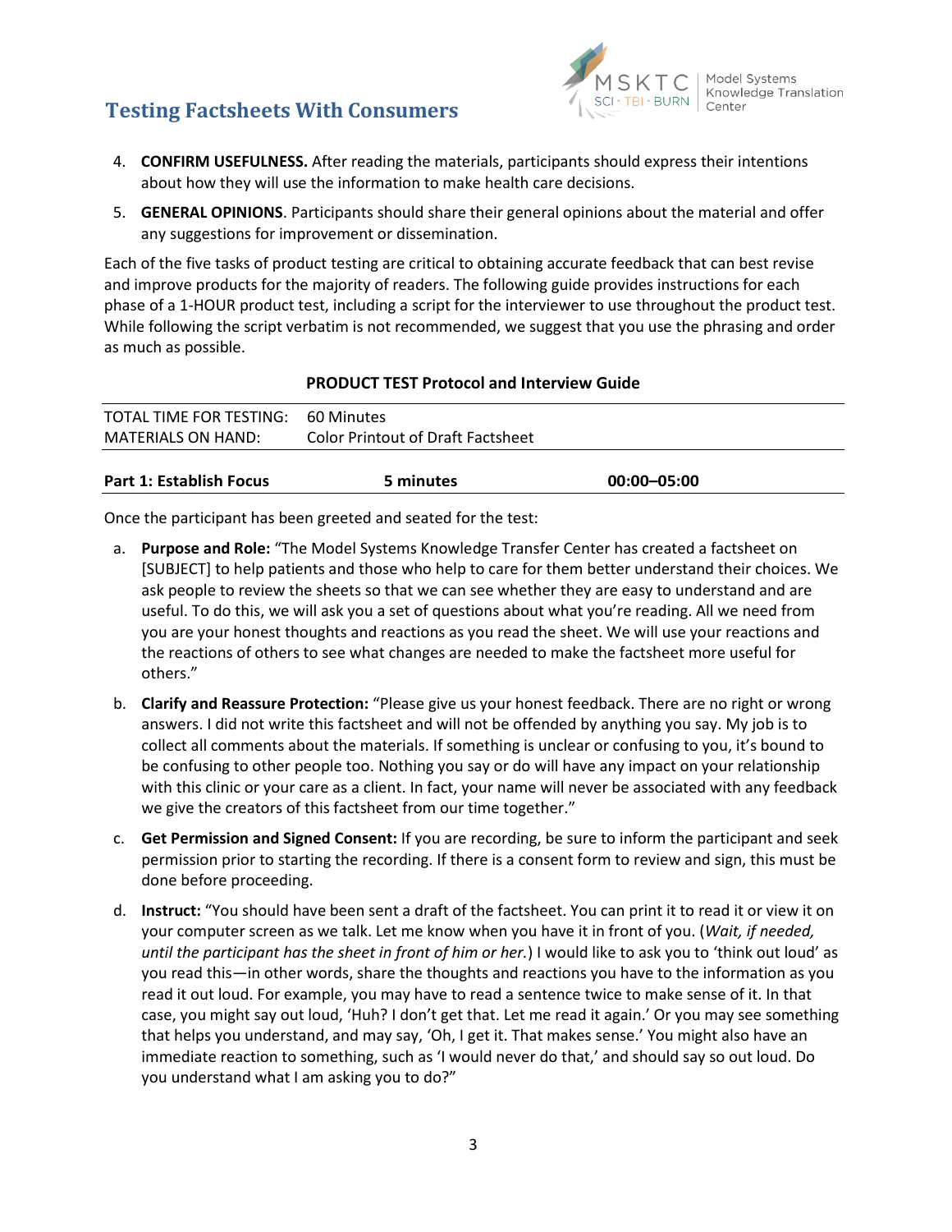4. **CONFIRM USEFULNESS.** After reading the materials, participants should express their intentions about how they will use the information to make health care decisions.
5. **GENERAL OPINIONS**. Participants should share their general opinions about the material and offer any suggestions for improvement or dissemination.

Each of the five tasks of product testing are critical to obtaining accurate feedback that can best revise and improve products for the majority of readers. The following guide provides instructions for each phase of a 1-HOUR product test, including a script for the interviewer to use throughout the product test. While following the script verbatim is not recommended, we suggest that you use the phrasing and order as much as possible.

**PRODUCT TEST Protocol and Interview Guide**

| | |
|---|---|
| TOTAL TIME FOR TESTING: | 60 Minutes |
| MATERIALS ON HAND: | Color Printout of Draft Factsheet |

| Part 1: Establish Focus | 5 minutes | 00:00–05:00 |
|---|---|---|

Once the participant has been greeted and seated for the test:

a. **Purpose and Role:** "The Model Systems Knowledge Transfer Center has created a factsheet on [SUBJECT] to help patients and those who help to care for them better understand their choices. We ask people to review the sheets so that we can see whether they are easy to understand and are useful. To do this, we will ask you a set of questions about what you're reading. All we need from you are your honest thoughts and reactions as you read the sheet. We will use your reactions and the reactions of others to see what changes are needed to make the factsheet more useful for others."

b. **Clarify and Reassure Protection:** "Please give us your honest feedback. There are no right or wrong answers. I did not write this factsheet and will not be offended by anything you say. My job is to collect all comments about the materials. If something is unclear or confusing to you, it's bound to be confusing to other people too. Nothing you say or do will have any impact on your relationship with this clinic or your care as a client. In fact, your name will never be associated with any feedback we give the creators of this factsheet from our time together."

c. **Get Permission and Signed Consent:** If you are recording, be sure to inform the participant and seek permission prior to starting the recording. If there is a consent form to review and sign, this must be done before proceeding.

d. **Instruct:** "You should have been sent a draft of the factsheet. You can print it to read it or view it on your computer screen as we talk. Let me know when you have it in front of you. (*Wait, if needed, until the participant has the sheet in front of him or her.*) I would like to ask you to 'think out loud' as you read this—in other words, share the thoughts and reactions you have to the information as you read it out loud. For example, you may have to read a sentence twice to make sense of it. In that case, you might say out loud, 'Huh? I don't get that. Let me read it again.' Or you may see something that helps you understand, and may say, 'Oh, I get it. That makes sense.' You might also have an immediate reaction to something, such as 'I would never do that,' and should say so out loud. Do you understand what I am asking you to do?"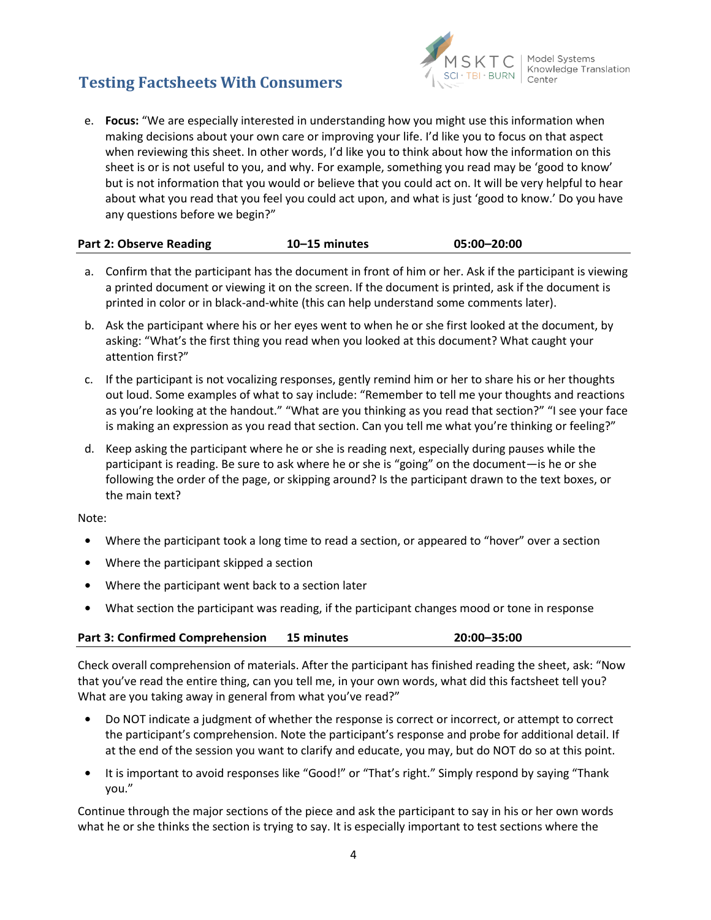e. **Focus:** "We are especially interested in understanding how you might use this information when making decisions about your own care or improving your life. I'd like you to focus on that aspect when reviewing this sheet. In other words, I'd like you to think about how the information on this sheet is or is not useful to you, and why. For example, something you read may be 'good to know' but is not information that you would or believe that you could act on. It will be very helpful to hear about what you read that you feel you could act upon, and what is just 'good to know.' Do you have any questions before we begin?"

| **Part 2: Observe Reading** | **10–15 minutes** | **05:00–20:00** |
|---|---|---|

a. Confirm that the participant has the document in front of him or her. Ask if the participant is viewing a printed document or viewing it on the screen. If the document is printed, ask if the document is printed in color or in black-and-white (this can help understand some comments later).

b. Ask the participant where his or her eyes went to when he or she first looked at the document, by asking: "What's the first thing you read when you looked at this document? What caught your attention first?"

c. If the participant is not vocalizing responses, gently remind him or her to share his or her thoughts out loud. Some examples of what to say include: "Remember to tell me your thoughts and reactions as you're looking at the handout." "What are you thinking as you read that section?" "I see your face is making an expression as you read that section. Can you tell me what you're thinking or feeling?"

d. Keep asking the participant where he or she is reading next, especially during pauses while the participant is reading. Be sure to ask where he or she is "going" on the document—is he or she following the order of the page, or skipping around? Is the participant drawn to the text boxes, or the main text?

Note:

- Where the participant took a long time to read a section, or appeared to "hover" over a section
- Where the participant skipped a section
- Where the participant went back to a section later
- What section the participant was reading, if the participant changes mood or tone in response

| **Part 3: Confirmed Comprehension** | **15 minutes** | **20:00–35:00** |
|---|---|---|

Check overall comprehension of materials. After the participant has finished reading the sheet, ask: "Now that you've read the entire thing, can you tell me, in your own words, what did this factsheet tell you? What are you taking away in general from what you've read?"

- Do NOT indicate a judgment of whether the response is correct or incorrect, or attempt to correct the participant's comprehension. Note the participant's response and probe for additional detail. If at the end of the session you want to clarify and educate, you may, but do NOT do so at this point.
- It is important to avoid responses like "Good!" or "That's right." Simply respond by saying "Thank you."

Continue through the major sections of the piece and ask the participant to say in his or her own words what he or she thinks the section is trying to say. It is especially important to test sections where the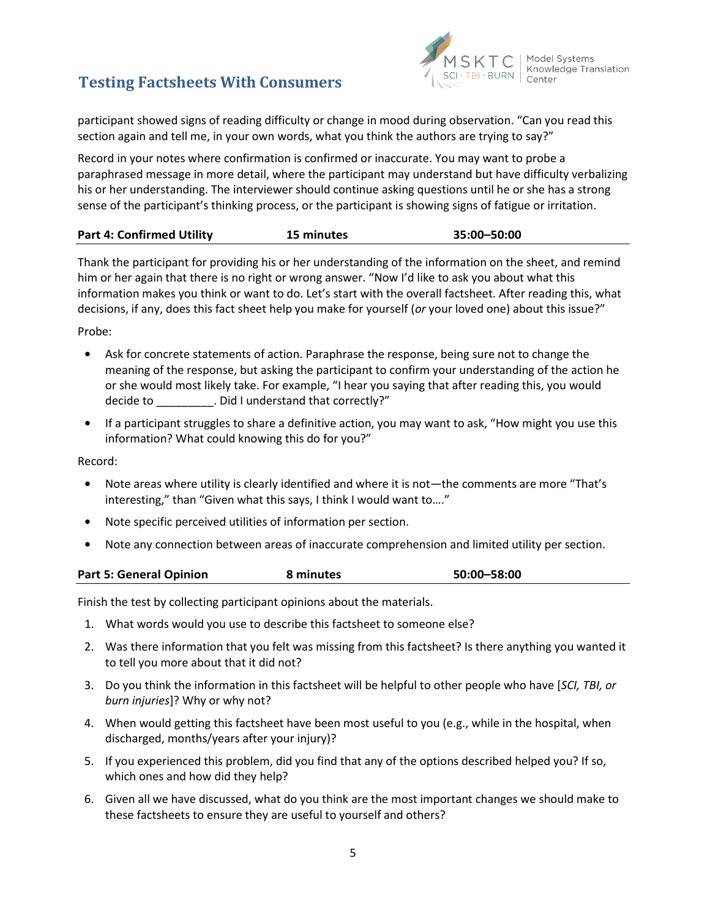participant showed signs of reading difficulty or change in mood during observation. "Can you read this section again and tell me, in your own words, what you think the authors are trying to say?"

Record in your notes where confirmation is confirmed or inaccurate. You may want to probe a paraphrased message in more detail, where the participant may understand but have difficulty verbalizing his or her understanding. The interviewer should continue asking questions until he or she has a strong sense of the participant's thinking process, or the participant is showing signs of fatigue or irritation.

| **Part 4: Confirmed Utility** | **15 minutes** | **35:00–50:00** |
|---|---|---|

Thank the participant for providing his or her understanding of the information on the sheet, and remind him or her again that there is no right or wrong answer. "Now I'd like to ask you about what this information makes you think or want to do. Let's start with the overall factsheet. After reading this, what decisions, if any, does this fact sheet help you make for yourself (*or* your loved one) about this issue?"

Probe:

- Ask for concrete statements of action. Paraphrase the response, being sure not to change the meaning of the response, but asking the participant to confirm your understanding of the action he or she would most likely take. For example, "I hear you saying that after reading this, you would decide to _________. Did I understand that correctly?"
- If a participant struggles to share a definitive action, you may want to ask, "How might you use this information? What could knowing this do for you?"

Record:

- Note areas where utility is clearly identified and where it is not—the comments are more "That's interesting," than "Given what this says, I think I would want to…."
- Note specific perceived utilities of information per section.
- Note any connection between areas of inaccurate comprehension and limited utility per section.

| **Part 5: General Opinion** | **8 minutes** | **50:00–58:00** |
|---|---|---|

Finish the test by collecting participant opinions about the materials.

1. What words would you use to describe this factsheet to someone else?
2. Was there information that you felt was missing from this factsheet? Is there anything you wanted it to tell you more about that it did not?
3. Do you think the information in this factsheet will be helpful to other people who have [*SCI, TBI, or burn injuries*]? Why or why not?
4. When would getting this factsheet have been most useful to you (e.g., while in the hospital, when discharged, months/years after your injury)?
5. If you experienced this problem, did you find that any of the options described helped you? If so, which ones and how did they help?
6. Given all we have discussed, what do you think are the most important changes we should make to these factsheets to ensure they are useful to yourself and others?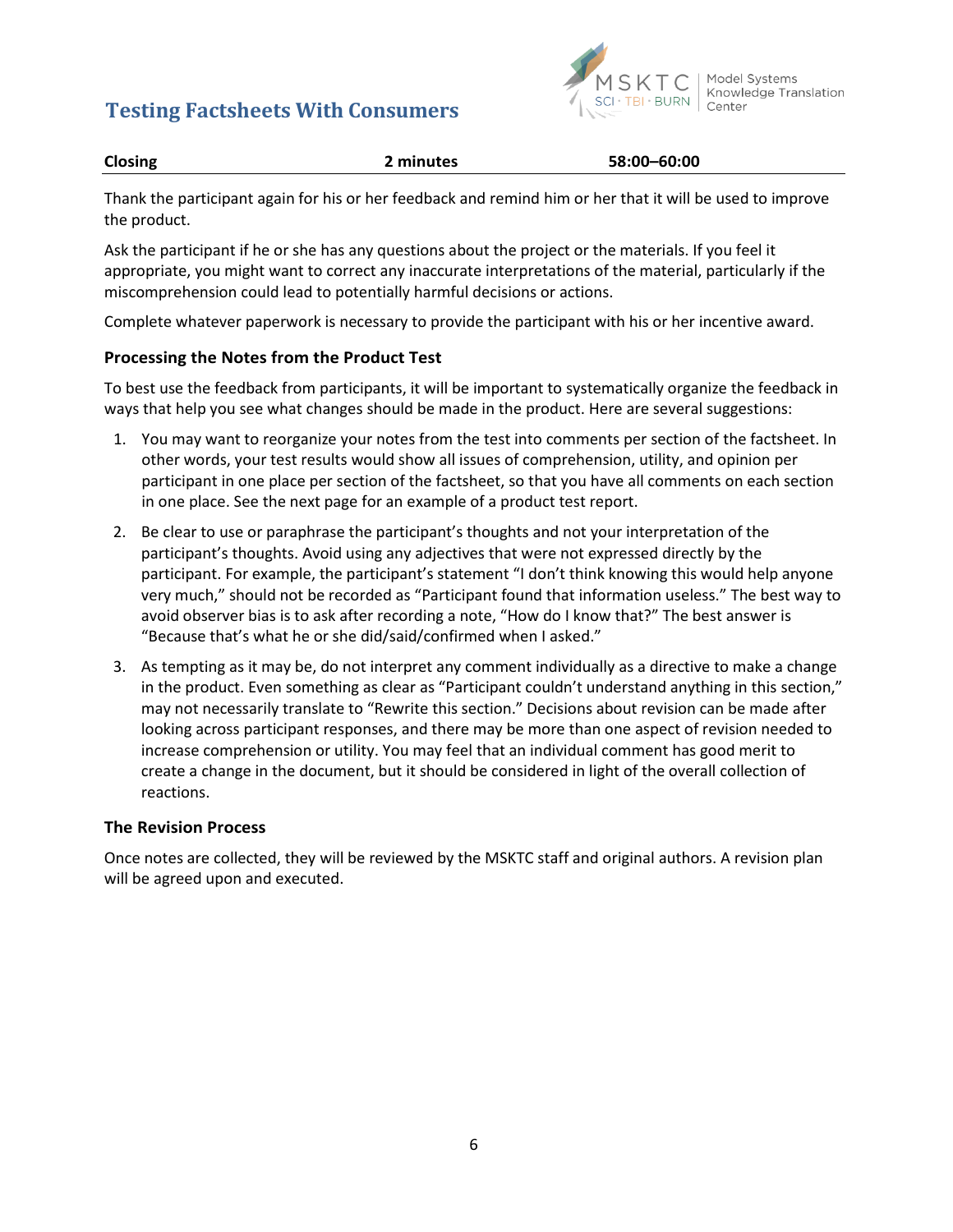| Closing | 2 minutes | 58:00–60:00 |
|---|---|---|

Thank the participant again for his or her feedback and remind him or her that it will be used to improve the product.

Ask the participant if he or she has any questions about the project or the materials. If you feel it appropriate, you might want to correct any inaccurate interpretations of the material, particularly if the miscomprehension could lead to potentially harmful decisions or actions.

Complete whatever paperwork is necessary to provide the participant with his or her incentive award.

### Processing the Notes from the Product Test

To best use the feedback from participants, it will be important to systematically organize the feedback in ways that help you see what changes should be made in the product. Here are several suggestions:

1. You may want to reorganize your notes from the test into comments per section of the factsheet. In other words, your test results would show all issues of comprehension, utility, and opinion per participant in one place per section of the factsheet, so that you have all comments on each section in one place. See the next page for an example of a product test report.
2. Be clear to use or paraphrase the participant's thoughts and not your interpretation of the participant's thoughts. Avoid using any adjectives that were not expressed directly by the participant. For example, the participant's statement "I don't think knowing this would help anyone very much," should not be recorded as "Participant found that information useless." The best way to avoid observer bias is to ask after recording a note, "How do I know that?" The best answer is "Because that's what he or she did/said/confirmed when I asked."
3. As tempting as it may be, do not interpret any comment individually as a directive to make a change in the product. Even something as clear as "Participant couldn't understand anything in this section," may not necessarily translate to "Rewrite this section." Decisions about revision can be made after looking across participant responses, and there may be more than one aspect of revision needed to increase comprehension or utility. You may feel that an individual comment has good merit to create a change in the document, but it should be considered in light of the overall collection of reactions.

### The Revision Process

Once notes are collected, they will be reviewed by the MSKTC staff and original authors. A revision plan will be agreed upon and executed.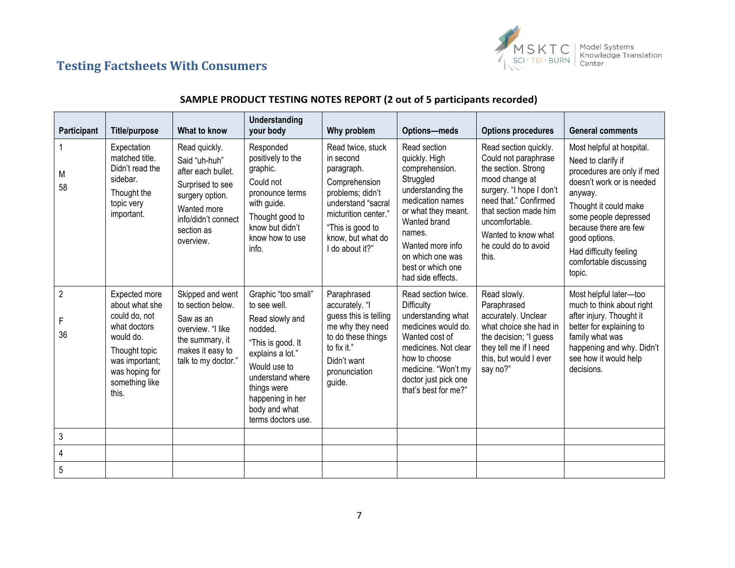# Testing Factsheets With Consumers

**SAMPLE PRODUCT TESTING NOTES REPORT (2 out of 5 participants recorded)**

| Participant | Title/purpose | What to know | Understanding your body | Why problem | Options—meds | Options procedures | General comments |
|---|---|---|---|---|---|---|---|
| 1<br><br>M<br>58 | Expectation matched title. Didn't read the sidebar.<br><br>Thought the topic very important. | Read quickly.<br><br>Said "uh-huh" after each bullet.<br><br>Surprised to see surgery option.<br><br>Wanted more info/didn't connect section as overview. | Responded positively to the graphic.<br><br>Could not pronounce terms with guide.<br><br>Thought good to know but didn't know how to use info. | Read twice, stuck in second paragraph.<br><br>Comprehension problems; didn't understand "sacral micturition center."<br><br>"This is good to know, but what do I do about it?" | Read section quickly. High comprehension. Struggled understanding the medication names or what they meant. Wanted brand names.<br><br>Wanted more info on which one was best or which one had side effects. | Read section quickly. Could not paraphrase the section. Strong mood change at surgery. "I hope I don't need that." Confirmed that section made him uncomfortable.<br><br>Wanted to know what he could do to avoid this. | Most helpful at hospital.<br><br>Need to clarify if procedures are only if med doesn't work or is needed anyway.<br><br>Thought it could make some people depressed because there are few good options.<br><br>Had difficulty feeling comfortable discussing topic. |
| 2<br><br>F<br>36 | Expected more about what she could do, not what doctors would do.<br><br>Thought topic was important; was hoping for something like this. | Skipped and went to section below.<br><br>Saw as an overview. "I like the summary, it makes it easy to talk to my doctor." | Graphic "too small" to see well.<br><br>Read slowly and nodded.<br><br>"This is good. It explains a lot."<br><br>Would use to understand where things were happening in her body and what terms doctors use. | Paraphrased accurately. "I guess this is telling me why they need to do these things to fix it."<br><br>Didn't want pronunciation guide. | Read section twice. Difficulty understanding what medicines would do. Wanted cost of medicines. Not clear how to choose medicine. "Won't my doctor just pick one that's best for me?" | Read slowly. Paraphrased accurately. Unclear what choice she had in the decision; "I guess they tell me if I need this, but would I ever say no?" | Most helpful later—too much to think about right after injury. Thought it better for explaining to family what was happening and why. Didn't see how it would help decisions. |
| 3 | | | | | | | |
| 4 | | | | | | | |
| 5 | | | | | | | |